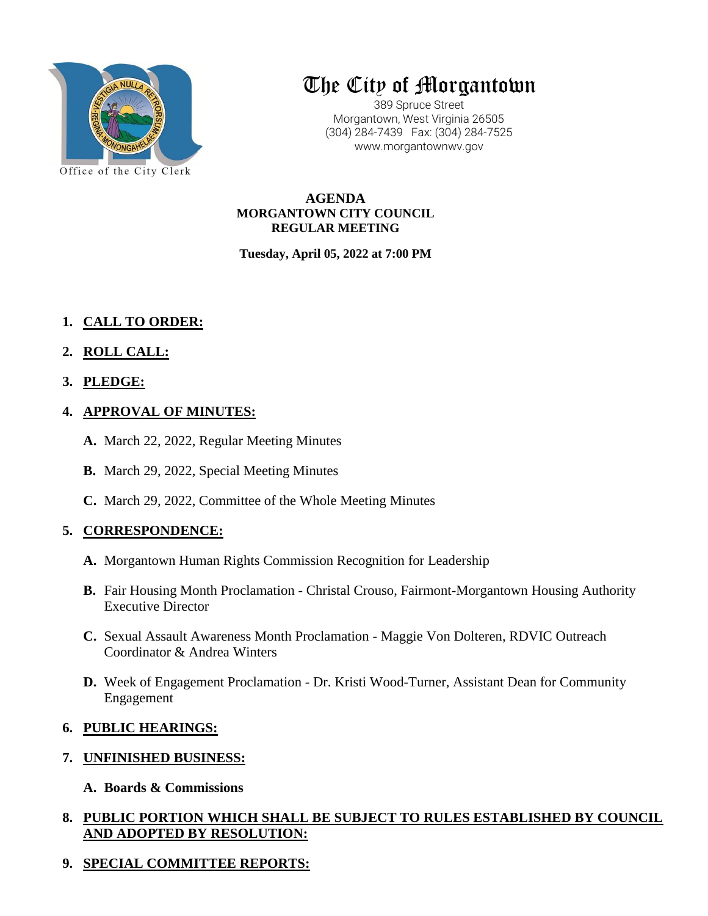Office of the City Clerk

# The City of Morgantown

389 Spruce Street
Morgantown, West Virginia 26505
(304) 284-7439 Fax: (304) 284-7525
www.morgantownwv.gov

**AGENDA**
**MORGANTOWN CITY COUNCIL**
**REGULAR MEETING**

**Tuesday, April 05, 2022 at 7:00 PM**

1. **CALL TO ORDER:**
2. **ROLL CALL:**
3. **PLEDGE:**
4. **APPROVAL OF MINUTES:**
   - **A.** March 22, 2022, Regular Meeting Minutes
   - **B.** March 29, 2022, Special Meeting Minutes
   - **C.** March 29, 2022, Committee of the Whole Meeting Minutes
5. **CORRESPONDENCE:**
   - **A.** Morgantown Human Rights Commission Recognition for Leadership
   - **B.** Fair Housing Month Proclamation - Christal Crouso, Fairmont-Morgantown Housing Authority Executive Director
   - **C.** Sexual Assault Awareness Month Proclamation - Maggie Von Dolteren, RDVIC Outreach Coordinator & Andrea Winters
   - **D.** Week of Engagement Proclamation - Dr. Kristi Wood-Turner, Assistant Dean for Community Engagement
6. **PUBLIC HEARINGS:**
7. **UNFINISHED BUSINESS:**
   - **A. Boards & Commissions**
8. **PUBLIC PORTION WHICH SHALL BE SUBJECT TO RULES ESTABLISHED BY COUNCIL AND ADOPTED BY RESOLUTION:**
9. **SPECIAL COMMITTEE REPORTS:**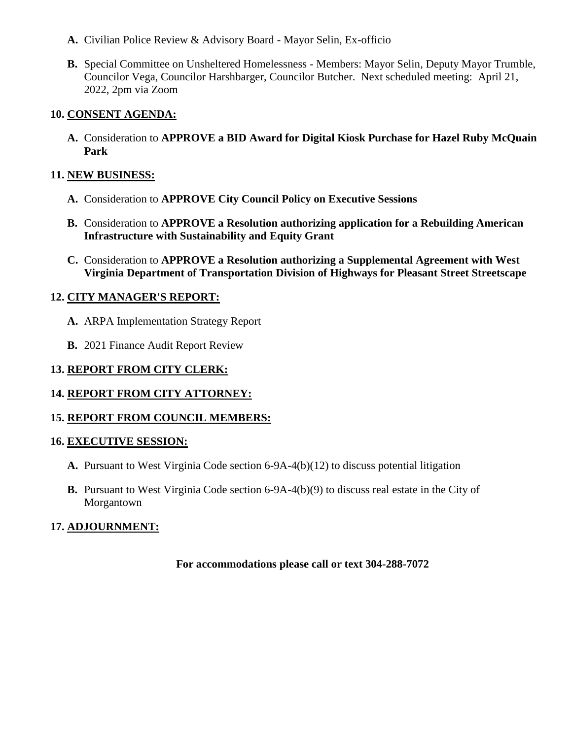- **A.** Civilian Police Review & Advisory Board - Mayor Selin, Ex-officio
- **B.** Special Committee on Unsheltered Homelessness - Members: Mayor Selin, Deputy Mayor Trumble, Councilor Vega, Councilor Harshbarger, Councilor Butcher. Next scheduled meeting: April 21, 2022, 2pm via Zoom

## 10. CONSENT AGENDA:

- **A.** Consideration to **APPROVE a BID Award for Digital Kiosk Purchase for Hazel Ruby McQuain Park**

## 11. NEW BUSINESS:

- **A.** Consideration to **APPROVE City Council Policy on Executive Sessions**
- **B.** Consideration to **APPROVE a Resolution authorizing application for a Rebuilding American Infrastructure with Sustainability and Equity Grant**
- **C.** Consideration to **APPROVE a Resolution authorizing a Supplemental Agreement with West Virginia Department of Transportation Division of Highways for Pleasant Street Streetscape**

## 12. CITY MANAGER'S REPORT:

- **A.** ARPA Implementation Strategy Report
- **B.** 2021 Finance Audit Report Review

## 13. REPORT FROM CITY CLERK:

## 14. REPORT FROM CITY ATTORNEY:

## 15. REPORT FROM COUNCIL MEMBERS:

## 16. EXECUTIVE SESSION:

- **A.** Pursuant to West Virginia Code section 6-9A-4(b)(12) to discuss potential litigation
- **B.** Pursuant to West Virginia Code section 6-9A-4(b)(9) to discuss real estate in the City of Morgantown

## 17. ADJOURNMENT:

**For accommodations please call or text 304-288-7072**